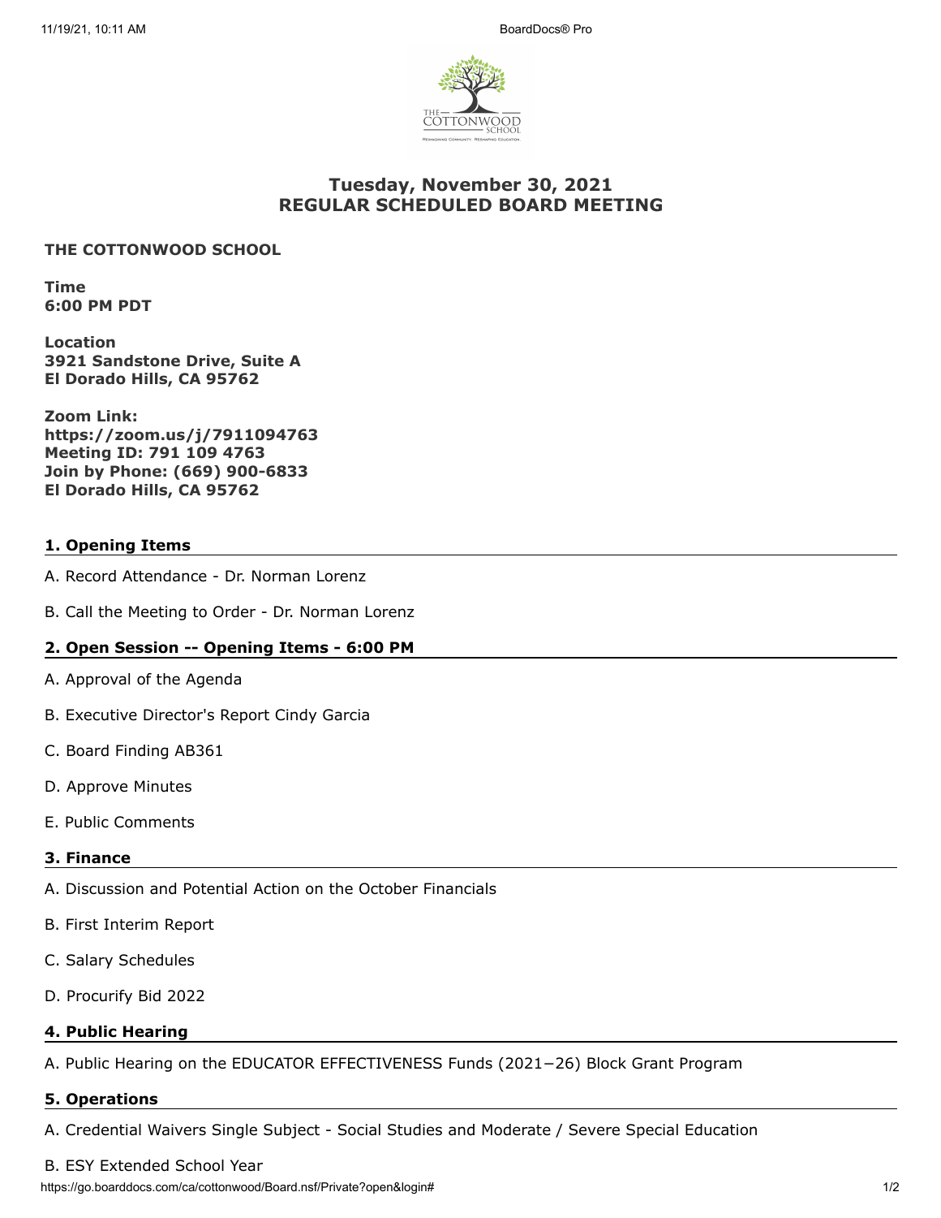# Tuesday, November 30, 2021
# REGULAR SCHEDULED BOARD MEETING

**THE COTTONWOOD SCHOOL**

**Time**
**6:00 PM PDT**

**Location**
**3921 Sandstone Drive, Suite A**
**El Dorado Hills, CA 95762**

**Zoom Link:**
**https://zoom.us/j/7911094763**
**Meeting ID: 791 109 4763**
**Join by Phone: (669) 900-6833**
**El Dorado Hills, CA 95762**

## 1. Opening Items

A. Record Attendance - Dr. Norman Lorenz

B. Call the Meeting to Order - Dr. Norman Lorenz

## 2. Open Session -- Opening Items - 6:00 PM

A. Approval of the Agenda

B. Executive Director's Report Cindy Garcia

C. Board Finding AB361

D. Approve Minutes

E. Public Comments

## 3. Finance

A. Discussion and Potential Action on the October Financials

B. First Interim Report

C. Salary Schedules

D. Procurify Bid 2022

## 4. Public Hearing

A. Public Hearing on the EDUCATOR EFFECTIVENESS Funds (2021−26) Block Grant Program

## 5. Operations

A. Credential Waivers Single Subject - Social Studies and Moderate / Severe Special Education

B. ESY Extended School Year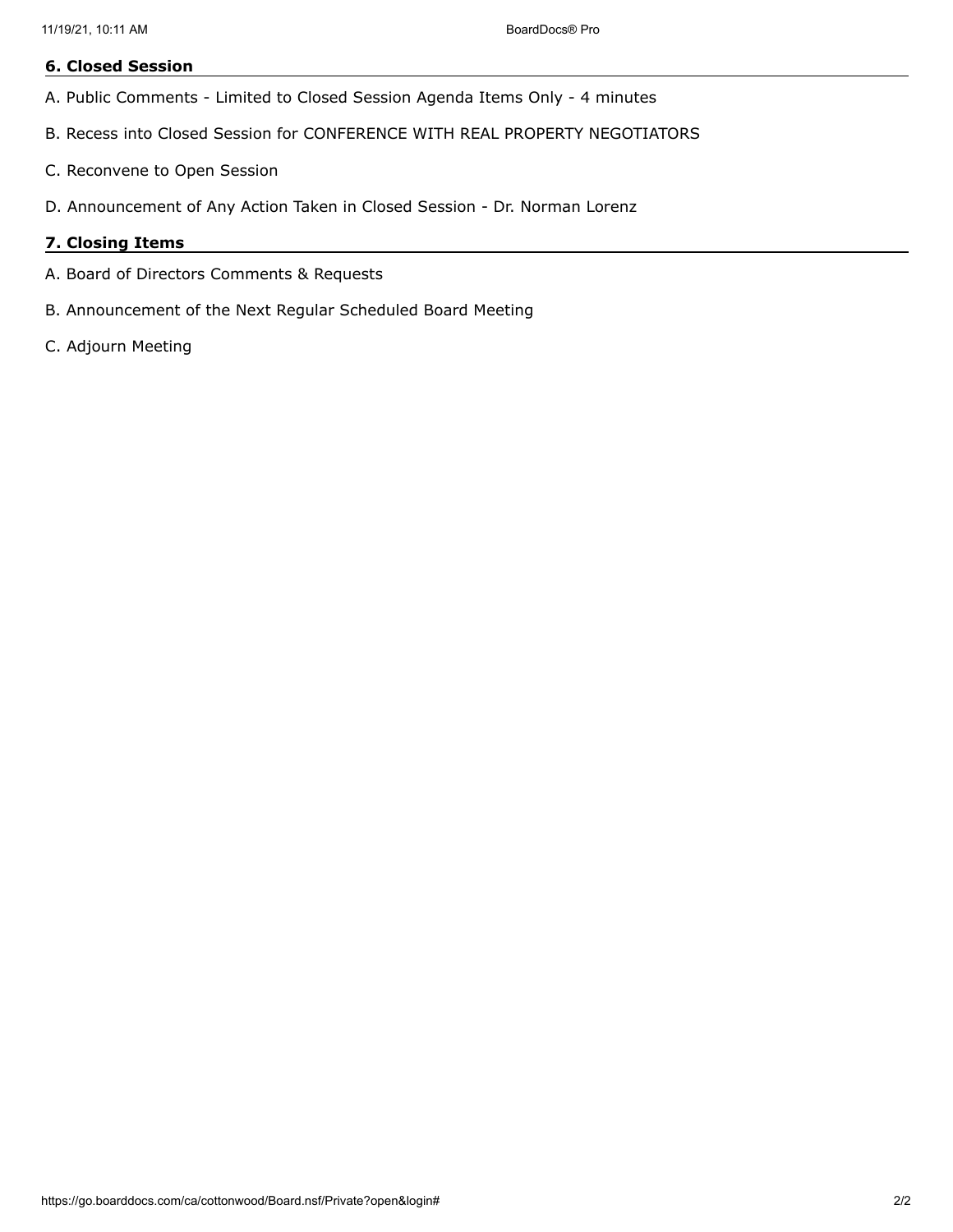## 6. Closed Session

A. Public Comments - Limited to Closed Session Agenda Items Only - 4 minutes

B. Recess into Closed Session for CONFERENCE WITH REAL PROPERTY NEGOTIATORS

C. Reconvene to Open Session

D. Announcement of Any Action Taken in Closed Session - Dr. Norman Lorenz

## 7. Closing Items

A. Board of Directors Comments & Requests

B. Announcement of the Next Regular Scheduled Board Meeting

C. Adjourn Meeting